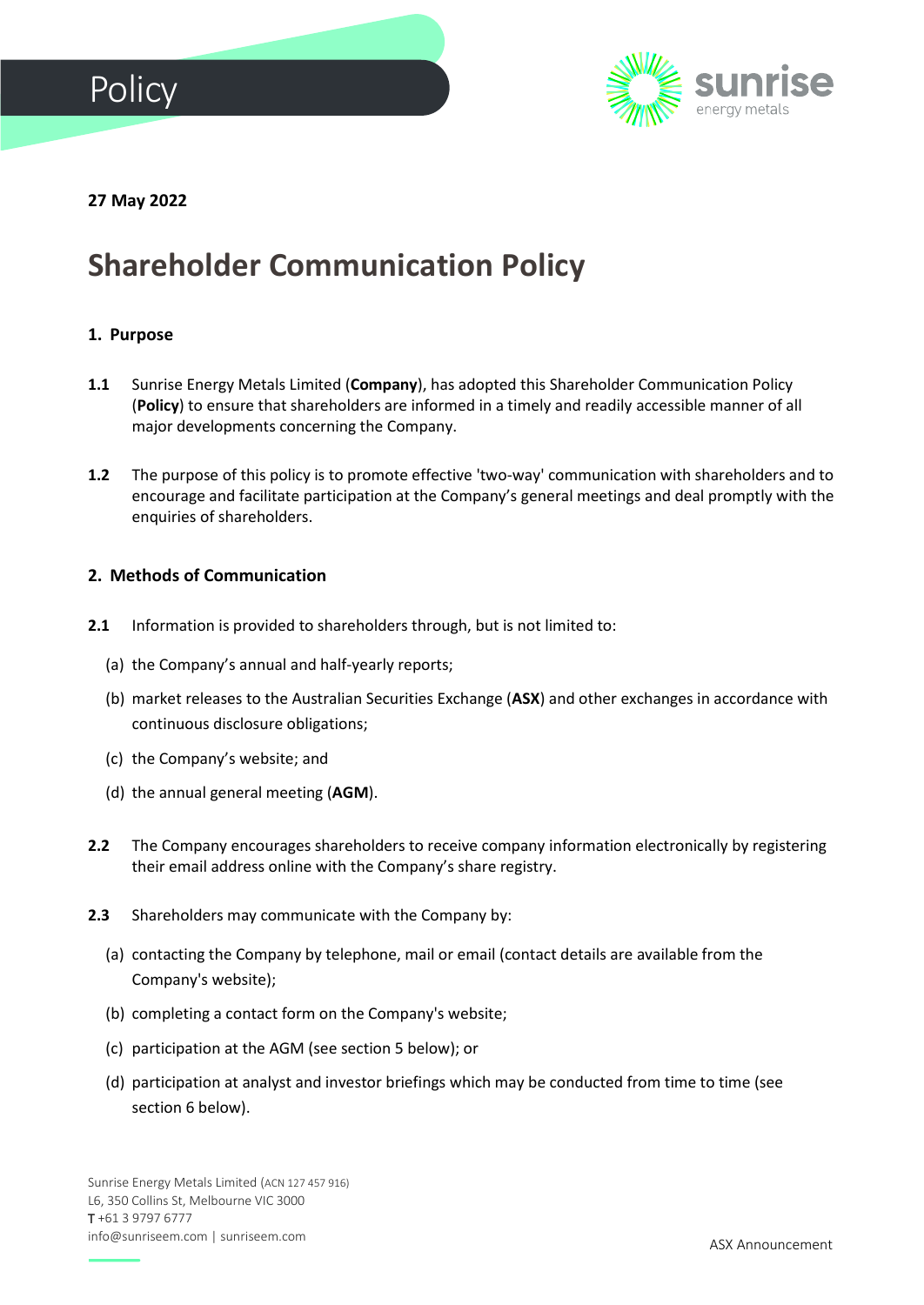Policy

**27 May 2022**

# Shareholder Communication Policy

## 1. Purpose

**1.1** Sunrise Energy Metals Limited (**Company**), has adopted this Shareholder Communication Policy (**Policy**) to ensure that shareholders are informed in a timely and readily accessible manner of all major developments concerning the Company.

**1.2** The purpose of this policy is to promote effective 'two-way' communication with shareholders and to encourage and facilitate participation at the Company's general meetings and deal promptly with the enquiries of shareholders.

## 2. Methods of Communication

**2.1** Information is provided to shareholders through, but is not limited to:

(a) the Company's annual and half-yearly reports;

(b) market releases to the Australian Securities Exchange (**ASX**) and other exchanges in accordance with continuous disclosure obligations;

(c) the Company's website; and

(d) the annual general meeting (**AGM**).

**2.2** The Company encourages shareholders to receive company information electronically by registering their email address online with the Company's share registry.

**2.3** Shareholders may communicate with the Company by:

(a) contacting the Company by telephone, mail or email (contact details are available from the Company's website);

(b) completing a contact form on the Company's website;

(c) participation at the AGM (see section 5 below); or

(d) participation at analyst and investor briefings which may be conducted from time to time (see section 6 below).

Sunrise Energy Metals Limited (ACN 127 457 916)
L6, 350 Collins St, Melbourne VIC 3000
T +61 3 9797 6777
info@sunriseem.com | sunriseem.com

ASX Announcement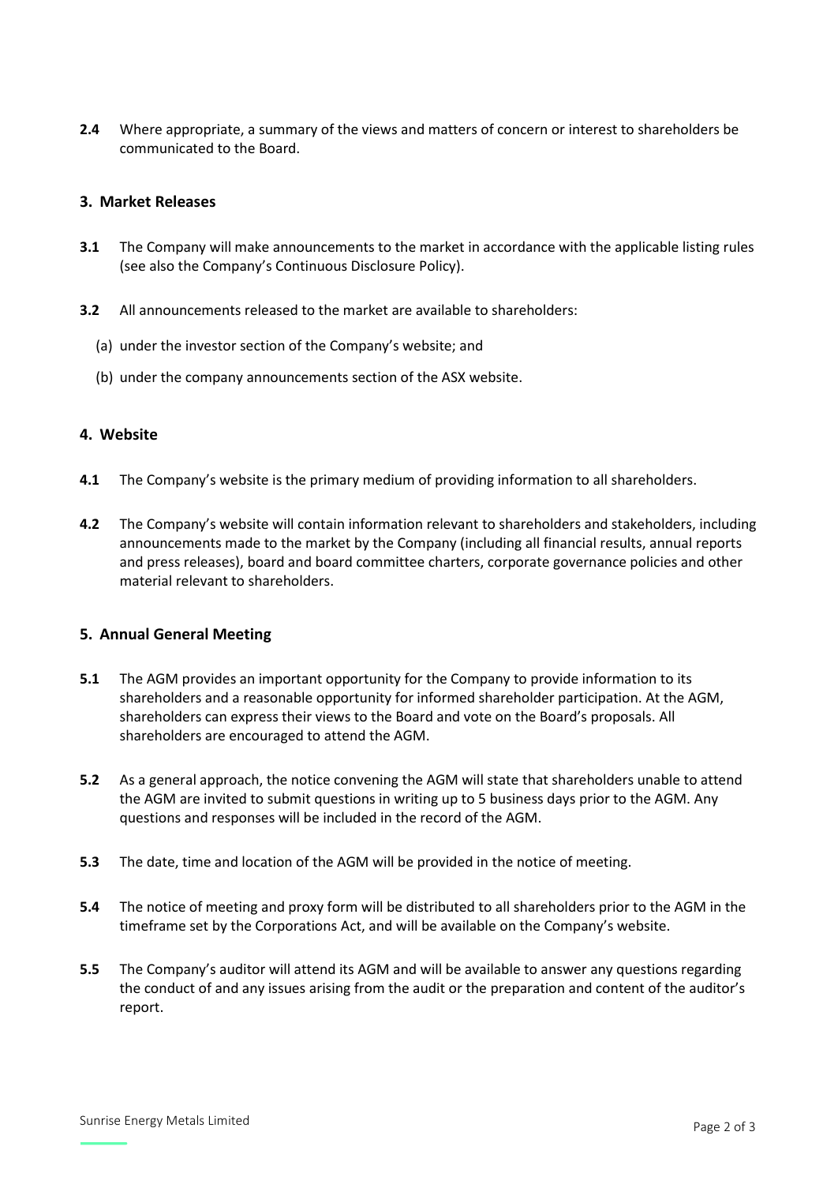**2.4** Where appropriate, a summary of the views and matters of concern or interest to shareholders be communicated to the Board.

## 3. Market Releases

**3.1** The Company will make announcements to the market in accordance with the applicable listing rules (see also the Company's Continuous Disclosure Policy).

**3.2** All announcements released to the market are available to shareholders:

(a) under the investor section of the Company's website; and

(b) under the company announcements section of the ASX website.

## 4. Website

**4.1** The Company's website is the primary medium of providing information to all shareholders.

**4.2** The Company's website will contain information relevant to shareholders and stakeholders, including announcements made to the market by the Company (including all financial results, annual reports and press releases), board and board committee charters, corporate governance policies and other material relevant to shareholders.

## 5. Annual General Meeting

**5.1** The AGM provides an important opportunity for the Company to provide information to its shareholders and a reasonable opportunity for informed shareholder participation. At the AGM, shareholders can express their views to the Board and vote on the Board's proposals. All shareholders are encouraged to attend the AGM.

**5.2** As a general approach, the notice convening the AGM will state that shareholders unable to attend the AGM are invited to submit questions in writing up to 5 business days prior to the AGM. Any questions and responses will be included in the record of the AGM.

**5.3** The date, time and location of the AGM will be provided in the notice of meeting.

**5.4** The notice of meeting and proxy form will be distributed to all shareholders prior to the AGM in the timeframe set by the Corporations Act, and will be available on the Company's website.

**5.5** The Company's auditor will attend its AGM and will be available to answer any questions regarding the conduct of and any issues arising from the audit or the preparation and content of the auditor's report.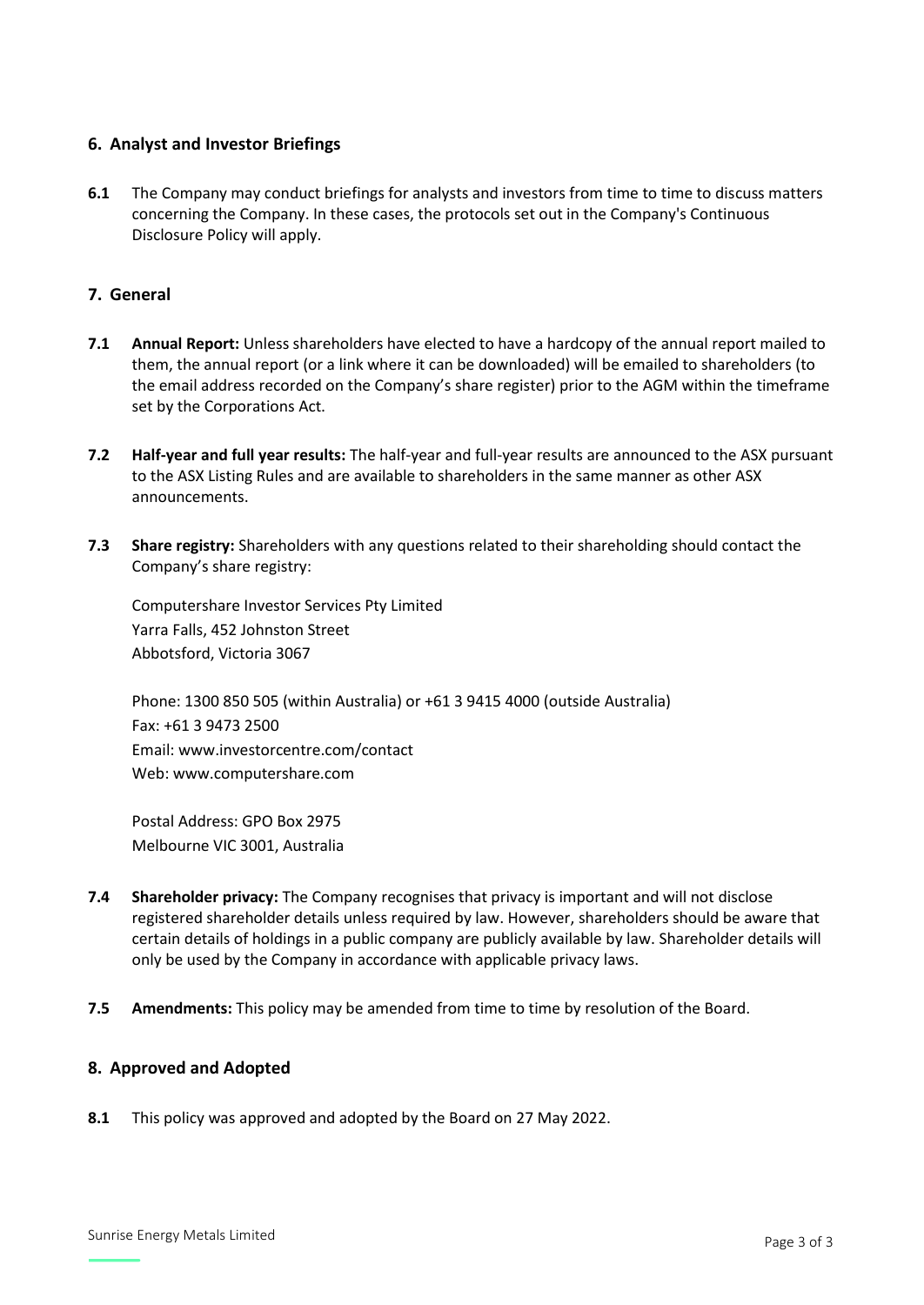## 6. Analyst and Investor Briefings

**6.1** The Company may conduct briefings for analysts and investors from time to time to discuss matters concerning the Company. In these cases, the protocols set out in the Company's Continuous Disclosure Policy will apply.

## 7. General

**7.1** **Annual Report:** Unless shareholders have elected to have a hardcopy of the annual report mailed to them, the annual report (or a link where it can be downloaded) will be emailed to shareholders (to the email address recorded on the Company's share register) prior to the AGM within the timeframe set by the Corporations Act.

**7.2** **Half-year and full year results:** The half-year and full-year results are announced to the ASX pursuant to the ASX Listing Rules and are available to shareholders in the same manner as other ASX announcements.

**7.3** **Share registry:** Shareholders with any questions related to their shareholding should contact the Company's share registry:

Computershare Investor Services Pty Limited
Yarra Falls, 452 Johnston Street
Abbotsford, Victoria 3067

Phone: 1300 850 505 (within Australia) or +61 3 9415 4000 (outside Australia)
Fax: +61 3 9473 2500
Email: www.investorcentre.com/contact
Web: www.computershare.com

Postal Address: GPO Box 2975
Melbourne VIC 3001, Australia

**7.4** **Shareholder privacy:** The Company recognises that privacy is important and will not disclose registered shareholder details unless required by law. However, shareholders should be aware that certain details of holdings in a public company are publicly available by law. Shareholder details will only be used by the Company in accordance with applicable privacy laws.

**7.5** **Amendments:** This policy may be amended from time to time by resolution of the Board.

## 8. Approved and Adopted

**8.1** This policy was approved and adopted by the Board on 27 May 2022.